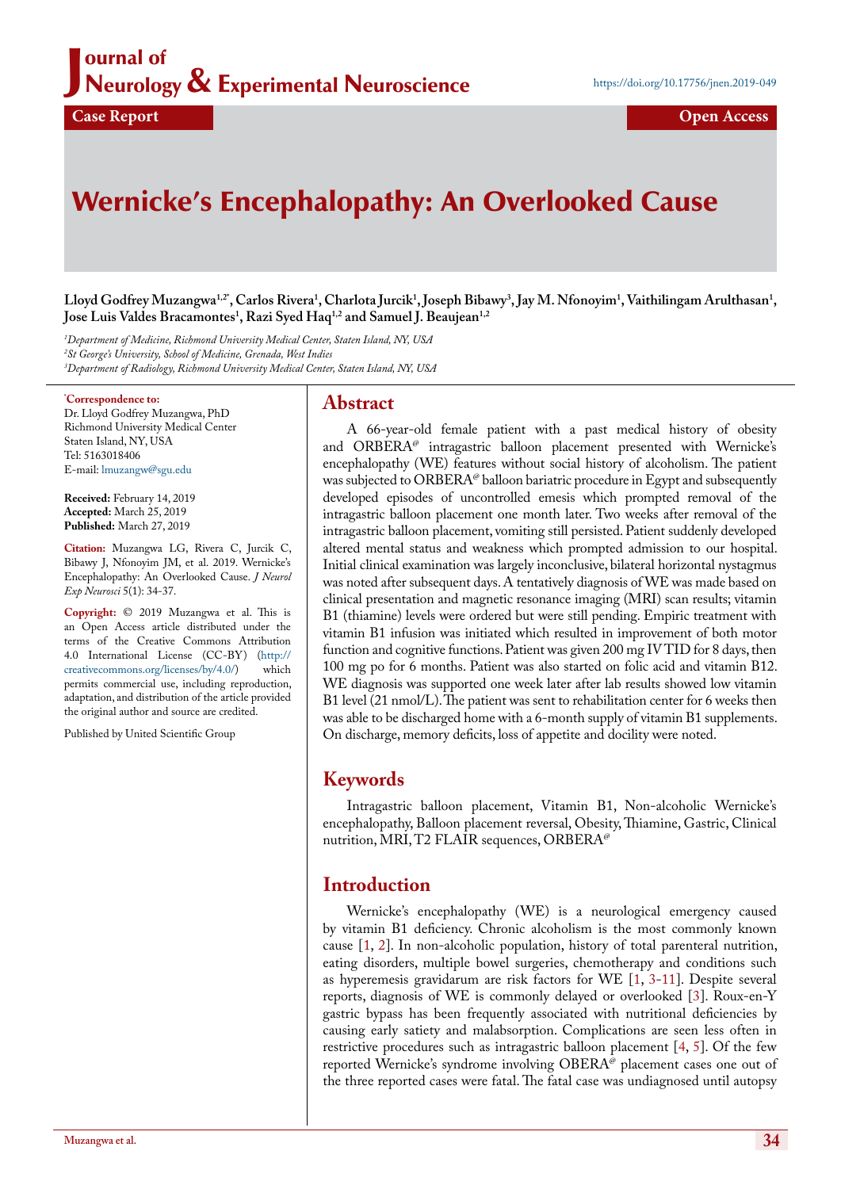Journal of Neurology & Experimental Neuroscience

https://doi.org/10.17756/jnen.2019-049

Case Report | Open Access

# Wernicke's Encephalopathy: An Overlooked Cause

**Lloyd Godfrey Muzangwa[1,2*], Carlos Rivera[1], Charlota Jurcik[1], Joseph Bibawy[3], Jay M. Nfonoyim[1], Vaithilingam Arulthasan[1], Jose Luis Valdes Bracamontes[1], Razi Syed Haq[1,2] and Samuel J. Beaujean[1,2]**

[1]*Department of Medicine, Richmond University Medical Center, Staten Island, NY, USA*
[2]*St George's University, School of Medicine, Grenada, West Indies*
[3]*Department of Radiology, Richmond University Medical Center, Staten Island, NY, USA*

**\*Correspondence to:**
Dr. Lloyd Godfrey Muzangwa, PhD
Richmond University Medical Center
Staten Island, NY, USA
Tel: 5163018406
E-mail: lmuzangw@sgu.edu

**Received:** February 14, 2019
**Accepted:** March 25, 2019
**Published:** March 27, 2019

**Citation:** Muzangwa LG, Rivera C, Jurcik C, Bibawy J, Nfonoyim JM, et al. 2019. Wernicke's Encephalopathy: An Overlooked Cause. *J Neurol Exp Neurosci* 5(1): 34-37.

**Copyright:** © 2019 Muzangwa et al. This is an Open Access article distributed under the terms of the Creative Commons Attribution 4.0 International License (CC-BY) (http://creativecommons.org/licenses/by/4.0/) which permits commercial use, including reproduction, adaptation, and distribution of the article provided the original author and source are credited.

Published by United Scientific Group

## Abstract

A 66-year-old female patient with a past medical history of obesity and ORBERA@ intragastric balloon placement presented with Wernicke's encephalopathy (WE) features without social history of alcoholism. The patient was subjected to ORBERA@ balloon bariatric procedure in Egypt and subsequently developed episodes of uncontrolled emesis which prompted removal of the intragastric balloon placement one month later. Two weeks after removal of the intragastric balloon placement, vomiting still persisted. Patient suddenly developed altered mental status and weakness which prompted admission to our hospital. Initial clinical examination was largely inconclusive, bilateral horizontal nystagmus was noted after subsequent days. A tentatively diagnosis of WE was made based on clinical presentation and magnetic resonance imaging (MRI) scan results; vitamin B1 (thiamine) levels were ordered but were still pending. Empiric treatment with vitamin B1 infusion was initiated which resulted in improvement of both motor function and cognitive functions. Patient was given 200 mg IV TID for 8 days, then 100 mg po for 6 months. Patient was also started on folic acid and vitamin B12. WE diagnosis was supported one week later after lab results showed low vitamin B1 level (21 nmol/L). The patient was sent to rehabilitation center for 6 weeks then was able to be discharged home with a 6-month supply of vitamin B1 supplements. On discharge, memory deficits, loss of appetite and docility were noted.

## Keywords

Intragastric balloon placement, Vitamin B1, Non-alcoholic Wernicke's encephalopathy, Balloon placement reversal, Obesity, Thiamine, Gastric, Clinical nutrition, MRI, T2 FLAIR sequences, ORBERA@

## Introduction

Wernicke's encephalopathy (WE) is a neurological emergency caused by vitamin B1 deficiency. Chronic alcoholism is the most commonly known cause [1, 2]. In non-alcoholic population, history of total parenteral nutrition, eating disorders, multiple bowel surgeries, chemotherapy and conditions such as hyperemesis gravidarum are risk factors for WE [1, 3-11]. Despite several reports, diagnosis of WE is commonly delayed or overlooked [3]. Roux-en-Y gastric bypass has been frequently associated with nutritional deficiencies by causing early satiety and malabsorption. Complications are seen less often in restrictive procedures such as intragastric balloon placement [4, 5]. Of the few reported Wernicke's syndrome involving OBERA@ placement cases one out of the three reported cases were fatal. The fatal case was undiagnosed until autopsy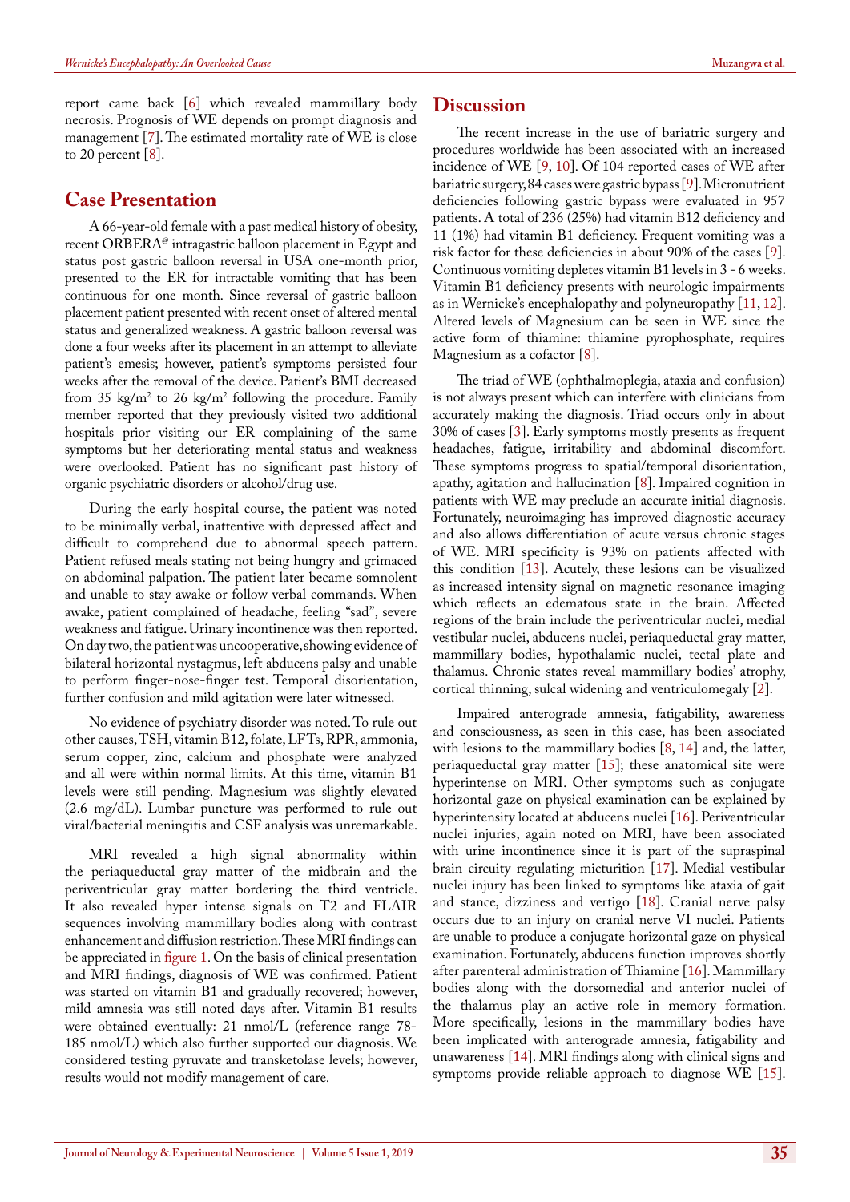report came back [6] which revealed mammillary body necrosis. Prognosis of WE depends on prompt diagnosis and management [7]. The estimated mortality rate of WE is close to 20 percent [8].

## Case Presentation

A 66-year-old female with a past medical history of obesity, recent ORBERA@ intragastric balloon placement in Egypt and status post gastric balloon reversal in USA one-month prior, presented to the ER for intractable vomiting that has been continuous for one month. Since reversal of gastric balloon placement patient presented with recent onset of altered mental status and generalized weakness. A gastric balloon reversal was done a four weeks after its placement in an attempt to alleviate patient's emesis; however, patient's symptoms persisted four weeks after the removal of the device. Patient's BMI decreased from 35 kg/m$^2$ to 26 kg/m$^2$ following the procedure. Family member reported that they previously visited two additional hospitals prior visiting our ER complaining of the same symptoms but her deteriorating mental status and weakness were overlooked. Patient has no significant past history of organic psychiatric disorders or alcohol/drug use.

During the early hospital course, the patient was noted to be minimally verbal, inattentive with depressed affect and difficult to comprehend due to abnormal speech pattern. Patient refused meals stating not being hungry and grimaced on abdominal palpation. The patient later became somnolent and unable to stay awake or follow verbal commands. When awake, patient complained of headache, feeling "sad", severe weakness and fatigue. Urinary incontinence was then reported. On day two, the patient was uncooperative, showing evidence of bilateral horizontal nystagmus, left abducens palsy and unable to perform finger-nose-finger test. Temporal disorientation, further confusion and mild agitation were later witnessed.

No evidence of psychiatry disorder was noted. To rule out other causes, TSH, vitamin B12, folate, LFTs, RPR, ammonia, serum copper, zinc, calcium and phosphate were analyzed and all were within normal limits. At this time, vitamin B1 levels were still pending. Magnesium was slightly elevated (2.6 mg/dL). Lumbar puncture was performed to rule out viral/bacterial meningitis and CSF analysis was unremarkable.

MRI revealed a high signal abnormality within the periaqueductal gray matter of the midbrain and the periventricular gray matter bordering the third ventricle. It also revealed hyper intense signals on T2 and FLAIR sequences involving mammillary bodies along with contrast enhancement and diffusion restriction. These MRI findings can be appreciated in figure 1. On the basis of clinical presentation and MRI findings, diagnosis of WE was confirmed. Patient was started on vitamin B1 and gradually recovered; however, mild amnesia was still noted days after. Vitamin B1 results were obtained eventually: 21 nmol/L (reference range 78-185 nmol/L) which also further supported our diagnosis. We considered testing pyruvate and transketolase levels; however, results would not modify management of care.

## Discussion

The recent increase in the use of bariatric surgery and procedures worldwide has been associated with an increased incidence of WE [9, 10]. Of 104 reported cases of WE after bariatric surgery, 84 cases were gastric bypass [9]. Micronutrient deficiencies following gastric bypass were evaluated in 957 patients. A total of 236 (25%) had vitamin B12 deficiency and 11 (1%) had vitamin B1 deficiency. Frequent vomiting was a risk factor for these deficiencies in about 90% of the cases [9]. Continuous vomiting depletes vitamin B1 levels in 3 - 6 weeks. Vitamin B1 deficiency presents with neurologic impairments as in Wernicke's encephalopathy and polyneuropathy [11, 12]. Altered levels of Magnesium can be seen in WE since the active form of thiamine: thiamine pyrophosphate, requires Magnesium as a cofactor [8].

The triad of WE (ophthalmoplegia, ataxia and confusion) is not always present which can interfere with clinicians from accurately making the diagnosis. Triad occurs only in about 30% of cases [3]. Early symptoms mostly presents as frequent headaches, fatigue, irritability and abdominal discomfort. These symptoms progress to spatial/temporal disorientation, apathy, agitation and hallucination [8]. Impaired cognition in patients with WE may preclude an accurate initial diagnosis. Fortunately, neuroimaging has improved diagnostic accuracy and also allows differentiation of acute versus chronic stages of WE. MRI specificity is 93% on patients affected with this condition [13]. Acutely, these lesions can be visualized as increased intensity signal on magnetic resonance imaging which reflects an edematous state in the brain. Affected regions of the brain include the periventricular nuclei, medial vestibular nuclei, abducens nuclei, periaqueductal gray matter, mammillary bodies, hypothalamic nuclei, tectal plate and thalamus. Chronic states reveal mammillary bodies' atrophy, cortical thinning, sulcal widening and ventriculomegaly [2].

Impaired anterograde amnesia, fatigability, awareness and consciousness, as seen in this case, has been associated with lesions to the mammillary bodies [8, 14] and, the latter, periaqueductal gray matter [15]; these anatomical site were hyperintense on MRI. Other symptoms such as conjugate horizontal gaze on physical examination can be explained by hyperintensity located at abducens nuclei [16]. Periventricular nuclei injuries, again noted on MRI, have been associated with urine incontinence since it is part of the supraspinal brain circuitry regulating micturition [17]. Medial vestibular nuclei injury has been linked to symptoms like ataxia of gait and stance, dizziness and vertigo [18]. Cranial nerve palsy occurs due to an injury on cranial nerve VI nuclei. Patients are unable to produce a conjugate horizontal gaze on physical examination. Fortunately, abducens function improves shortly after parenteral administration of Thiamine [16]. Mammillary bodies along with the dorsomedial and anterior nuclei of the thalamus play an active role in memory formation. More specifically, lesions in the mammillary bodies have been implicated with anterograde amnesia, fatigability and unawareness [14]. MRI findings along with clinical signs and symptoms provide reliable approach to diagnose WE [15].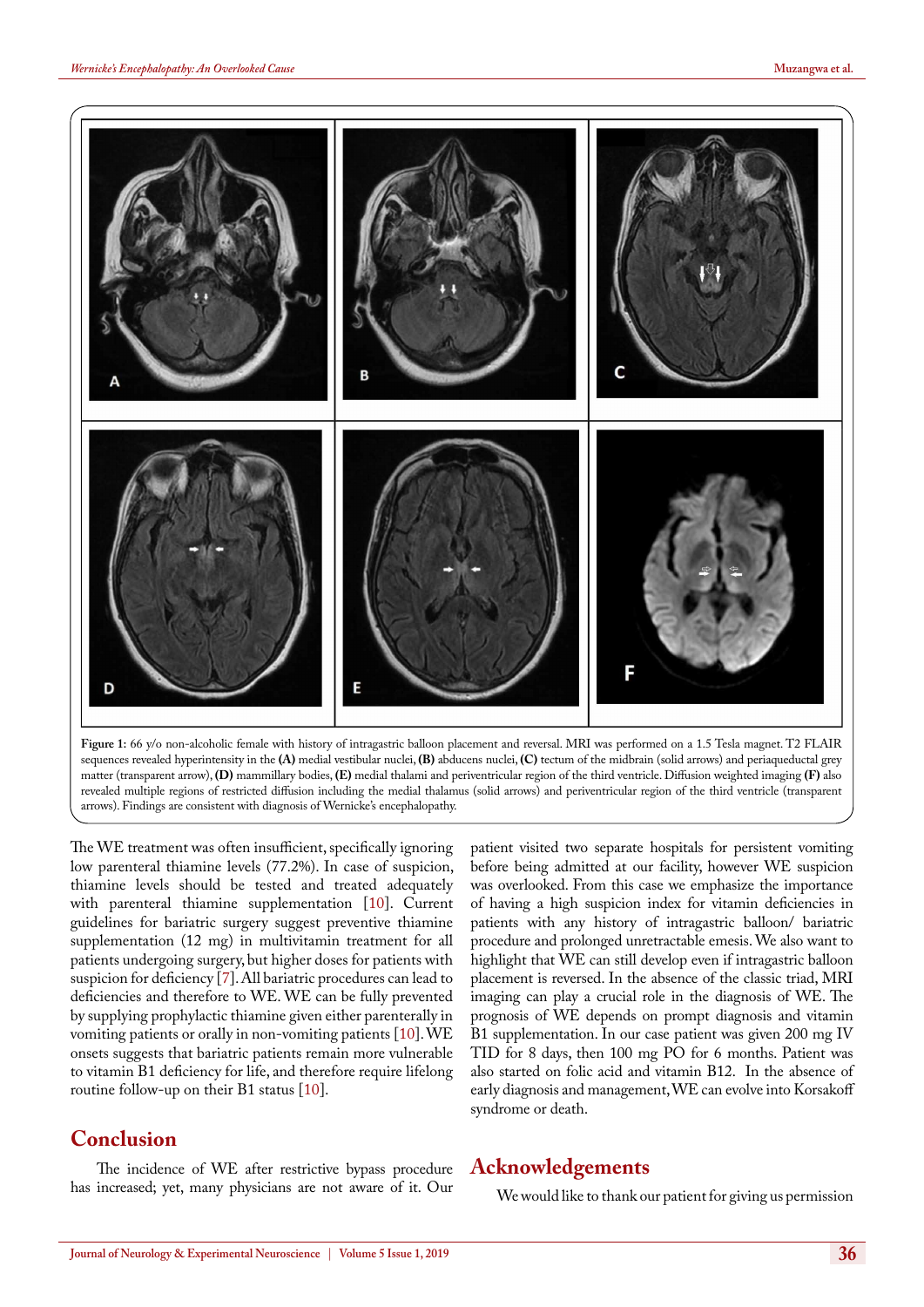Figure 1: 66 y/o non-alcoholic female with history of intragastric balloon placement and reversal. MRI was performed on a 1.5 Tesla magnet. T2 FLAIR sequences revealed hyperintensity in the **(A)** medial vestibular nuclei, **(B)** abducens nuclei, **(C)** tectum of the midbrain (solid arrows) and periaqueductal grey matter (transparent arrow), **(D)** mammillary bodies, **(E)** medial thalami and periventricular region of the third ventricle. Diffusion weighted imaging **(F)** also revealed multiple regions of restricted diffusion including the medial thalamus (solid arrows) and periventricular region of the third ventricle (transparent arrows). Findings are consistent with diagnosis of Wernicke's encephalopathy.

The WE treatment was often insufficient, specifically ignoring low parenteral thiamine levels (77.2%). In case of suspicion, thiamine levels should be tested and treated adequately with parenteral thiamine supplementation [10]. Current guidelines for bariatric surgery suggest preventive thiamine supplementation (12 mg) in multivitamin treatment for all patients undergoing surgery, but higher doses for patients with suspicion for deficiency [7]. All bariatric procedures can lead to deficiencies and therefore to WE. WE can be fully prevented by supplying prophylactic thiamine given either parenterally in vomiting patients or orally in non-vomiting patients [10]. WE onsets suggests that bariatric patients remain more vulnerable to vitamin B1 deficiency for life, and therefore require lifelong routine follow-up on their B1 status [10].

## Conclusion

The incidence of WE after restrictive bypass procedure has increased; yet, many physicians are not aware of it. Our patient visited two separate hospitals for persistent vomiting before being admitted at our facility, however WE suspicion was overlooked. From this case we emphasize the importance of having a high suspicion index for vitamin deficiencies in patients with any history of intragastric balloon/ bariatric procedure and prolonged unretractable emesis. We also want to highlight that WE can still develop even if intragastric balloon placement is reversed. In the absence of the classic triad, MRI imaging can play a crucial role in the diagnosis of WE. The prognosis of WE depends on prompt diagnosis and vitamin B1 supplementation. In our case patient was given 200 mg IV TID for 8 days, then 100 mg PO for 6 months. Patient was also started on folic acid and vitamin B12. In the absence of early diagnosis and management, WE can evolve into Korsakoff syndrome or death.

## Acknowledgements

We would like to thank our patient for giving us permission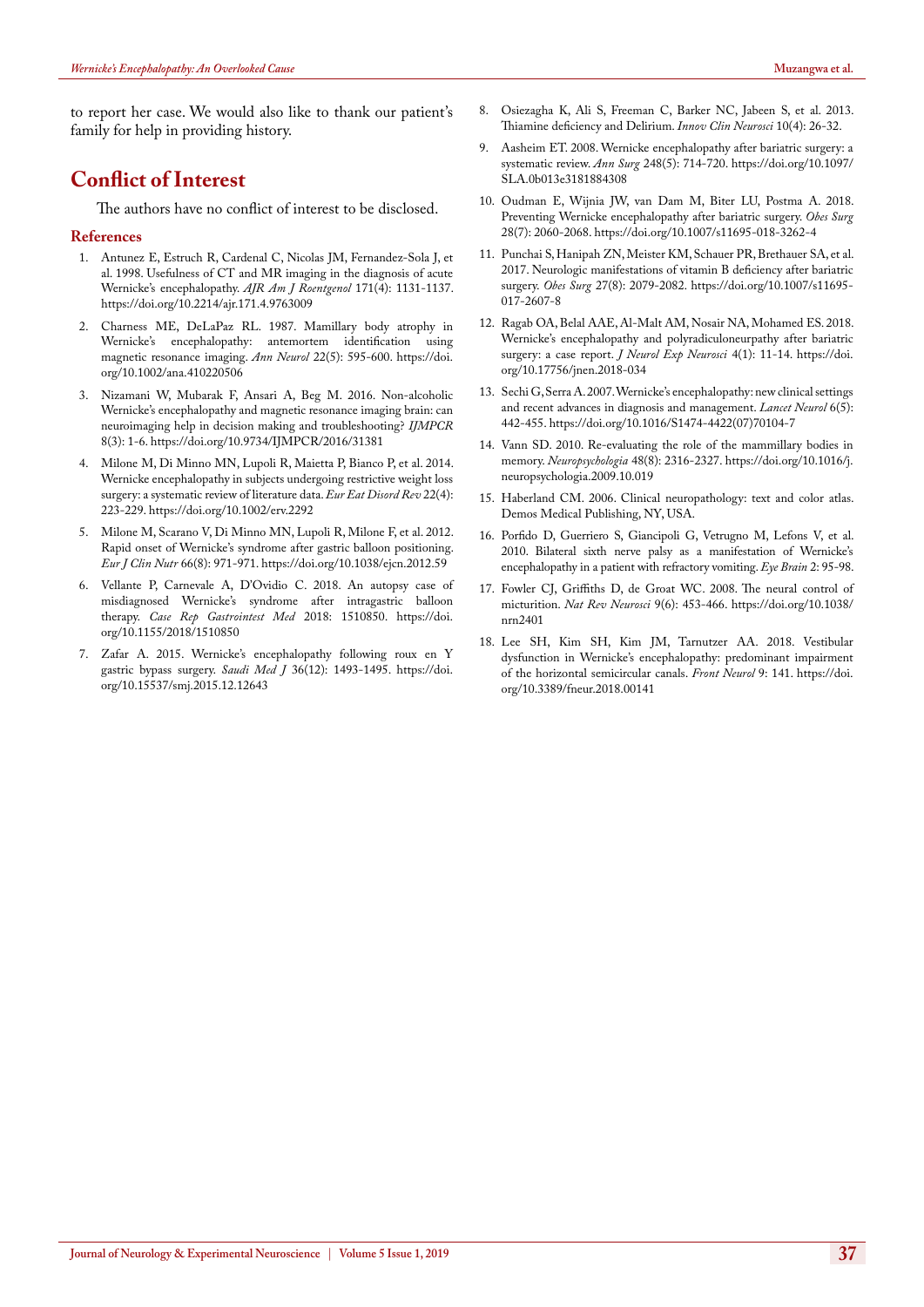to report her case. We would also like to thank our patient's family for help in providing history.

## Conflict of Interest

The authors have no conflict of interest to be disclosed.

### References

1. Antunez E, Estruch R, Cardenal C, Nicolas JM, Fernandez-Sola J, et al. 1998. Usefulness of CT and MR imaging in the diagnosis of acute Wernicke's encephalopathy. *AJR Am J Roentgenol* 171(4): 1131-1137. https://doi.org/10.2214/ajr.171.4.9763009
2. Charness ME, DeLaPaz RL. 1987. Mamillary body atrophy in Wernicke's encephalopathy: antemortem identification using magnetic resonance imaging. *Ann Neurol* 22(5): 595-600. https://doi.org/10.1002/ana.410220506
3. Nizamani W, Mubarak F, Ansari A, Beg M. 2016. Non-alcoholic Wernicke's encephalopathy and magnetic resonance imaging brain: can neuroimaging help in decision making and troubleshooting? *IJMPCR* 8(3): 1-6. https://doi.org/10.9734/IJMPCR/2016/31381
4. Milone M, Di Minno MN, Lupoli R, Maietta P, Bianco P, et al. 2014. Wernicke encephalopathy in subjects undergoing restrictive weight loss surgery: a systematic review of literature data. *Eur Eat Disord Rev* 22(4): 223-229. https://doi.org/10.1002/erv.2292
5. Milone M, Scarano V, Di Minno MN, Lupoli R, Milone F, et al. 2012. Rapid onset of Wernicke's syndrome after gastric balloon positioning. *Eur J Clin Nutr* 66(8): 971-971. https://doi.org/10.1038/ejcn.2012.59
6. Vellante P, Carnevale A, D'Ovidio C. 2018. An autopsy case of misdiagnosed Wernicke's syndrome after intragastric balloon therapy. *Case Rep Gastrointest Med* 2018: 1510850. https://doi.org/10.1155/2018/1510850
7. Zafar A. 2015. Wernicke's encephalopathy following roux en Y gastric bypass surgery. *Saudi Med J* 36(12): 1493-1495. https://doi.org/10.15537/smj.2015.12.12643
8. Osiezagha K, Ali S, Freeman C, Barker NC, Jabeen S, et al. 2013. Thiamine deficiency and Delirium. *Innov Clin Neurosci* 10(4): 26-32.
9. Aasheim ET. 2008. Wernicke encephalopathy after bariatric surgery: a systematic review. *Ann Surg* 248(5): 714-720. https://doi.org/10.1097/SLA.0b013e3181884308
10. Oudman E, Wijnia JW, van Dam M, Biter LU, Postma A. 2018. Preventing Wernicke encephalopathy after bariatric surgery. *Obes Surg* 28(7): 2060-2068. https://doi.org/10.1007/s11695-018-3262-4
11. Punchai S, Hanipah ZN, Meister KM, Schauer PR, Brethauer SA, et al. 2017. Neurologic manifestations of vitamin B deficiency after bariatric surgery. *Obes Surg* 27(8): 2079-2082. https://doi.org/10.1007/s11695-017-2607-8
12. Ragab OA, Belal AAE, Al-Malt AM, Nosair NA, Mohamed ES. 2018. Wernicke's encephalopathy and polyradiculoneurpathy after bariatric surgery: a case report. *J Neurol Exp Neurosci* 4(1): 11-14. https://doi.org/10.17756/jnen.2018-034
13. Sechi G, Serra A. 2007. Wernicke's encephalopathy: new clinical settings and recent advances in diagnosis and management. *Lancet Neurol* 6(5): 442-455. https://doi.org/10.1016/S1474-4422(07)70104-7
14. Vann SD. 2010. Re-evaluating the role of the mammillary bodies in memory. *Neuropsychologia* 48(8): 2316-2327. https://doi.org/10.1016/j.neuropsychologia.2009.10.019
15. Haberland CM. 2006. Clinical neuropathology: text and color atlas. Demos Medical Publishing, NY, USA.
16. Porfido D, Guerriero S, Giancipoli G, Vetrugno M, Lefons V, et al. 2010. Bilateral sixth nerve palsy as a manifestation of Wernicke's encephalopathy in a patient with refractory vomiting. *Eye Brain* 2: 95-98.
17. Fowler CJ, Griffiths D, de Groat WC. 2008. The neural control of micturition. *Nat Rev Neurosci* 9(6): 453-466. https://doi.org/10.1038/nrn2401
18. Lee SH, Kim SH, Kim JM, Tarnutzer AA. 2018. Vestibular dysfunction in Wernicke's encephalopathy: predominant impairment of the horizontal semicircular canals. *Front Neurol* 9: 141. https://doi.org/10.3389/fneur.2018.00141